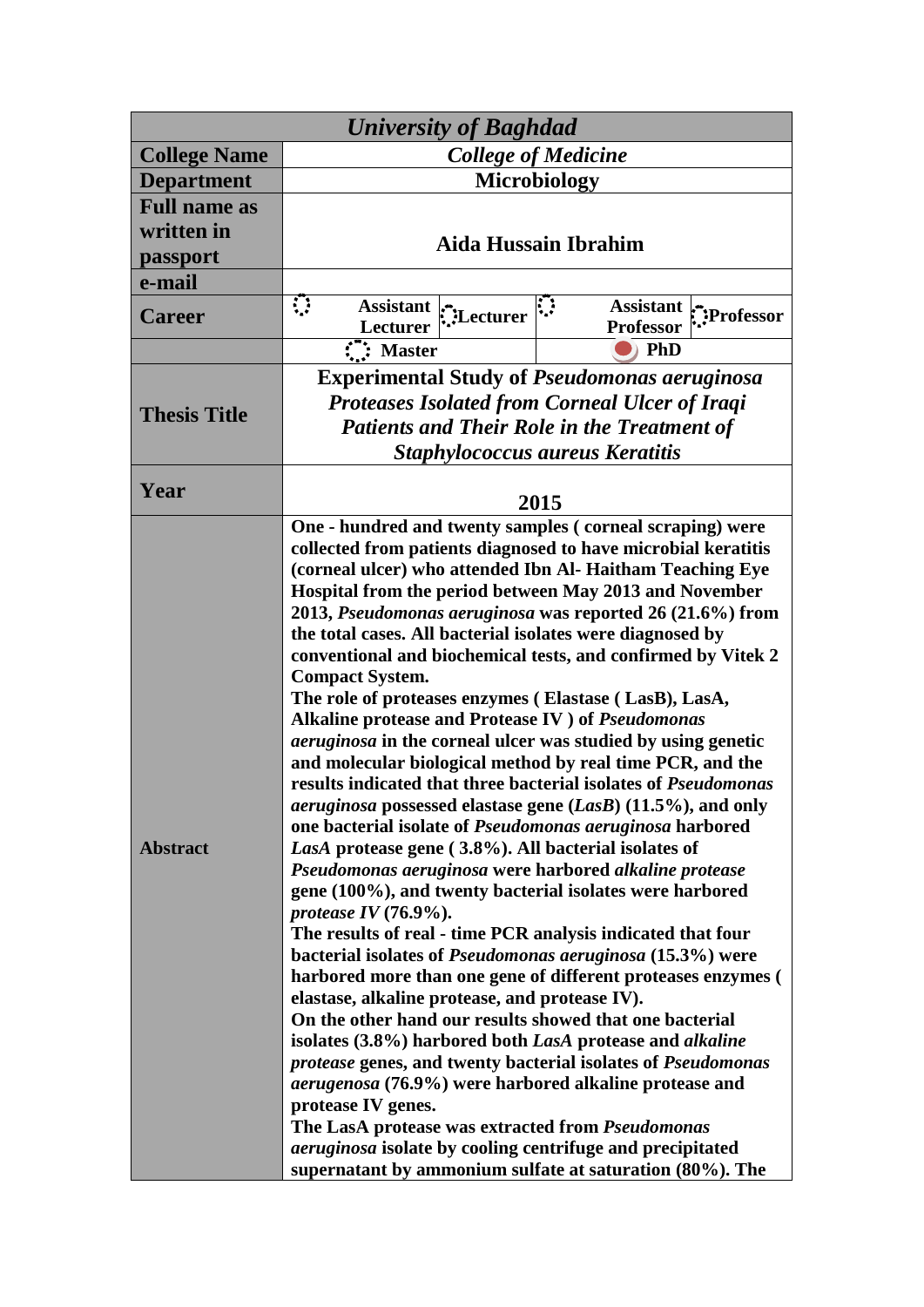| *University of Baghdad* | | | | | | |
|---|---|---|---|---|---|---|
| **College Name** | *College of Medicine* | | | | | |
| **Department** | **Microbiology** | | | | | |
| **Full name as written in passport** | **Aida Hussain Ibrahim** | | | | | |
| **e-mail** | | | | | | |
| **Career** | ○ | **Assistant Lecturer** | ○ **Lecturer** | ○ | **Assistant Professor** | ○ **Professor** |
| | ○ **Master** | | | ● **PhD** | | |
| **Thesis Title** | **Experimental Study of *Pseudomonas aeruginosa Proteases Isolated from Corneal Ulcer of Iraqi Patients and Their Role in the Treatment of Staphylococcus aureus Keratitis*** | | | | | |
| **Year** | **2015** | | | | | |
| **Abstract** | **One - hundred and twenty samples ( corneal scraping) were collected from patients diagnosed to have microbial keratitis (corneal ulcer) who attended Ibn Al- Haitham Teaching Eye Hospital from the period between May 2013 and November 2013, *Pseudomonas aeruginosa* was reported 26 (21.6%) from the total cases. All bacterial isolates were diagnosed by conventional and biochemical tests, and confirmed by Vitek 2 Compact System.**<br>**The role of proteases enzymes ( Elastase ( LasB), LasA, Alkaline protease and Protease IV ) of *Pseudomonas aeruginosa* in the corneal ulcer was studied by using genetic and molecular biological method by real time PCR, and the results indicated that three bacterial isolates of *Pseudomonas aeruginosa* possessed elastase gene (*LasB*) (11.5%), and only one bacterial isolate of *Pseudomonas aeruginosa* harbored *LasA* protease gene ( 3.8%). All bacterial isolates of *Pseudomonas aeruginosa* were harbored *alkaline protease* gene (100%), and twenty bacterial isolates were harbored *protease IV* (76.9%).**<br>**The results of real - time PCR analysis indicated that four bacterial isolates of *Pseudomonas aeruginosa* (15.3%) were harbored more than one gene of different proteases enzymes ( elastase, alkaline protease, and protease IV).**<br>**On the other hand our results showed that one bacterial isolates (3.8%) harbored both *LasA* protease and *alkaline protease* genes, and twenty bacterial isolates of *Pseudomonas aerugenosa* (76.9%) were harbored alkaline protease and protease IV genes.**<br>**The LasA protease was extracted from *Pseudomonas aeruginosa* isolate by cooling centrifuge and precipitated supernatant by ammonium sulfate at saturation (80%). The** | | | | | |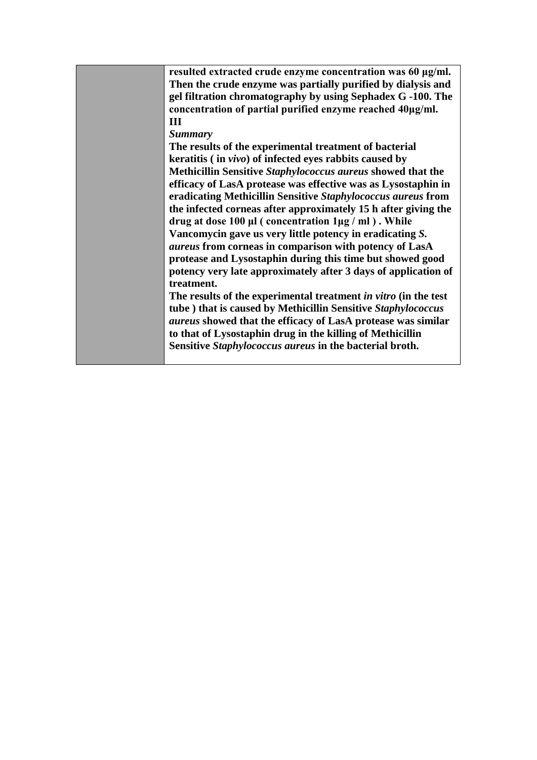**resulted extracted crude enzyme concentration was 60 µg/ml. Then the crude enzyme was partially purified by dialysis and gel filtration chromatography by using Sephadex G -100. The concentration of partial purified enzyme reached 40µg/ml.**

**III**

***Summary***

**The results of the experimental treatment of bacterial keratitis ( in *vivo*) of infected eyes rabbits caused by Methicillin Sensitive *Staphylococcus aureus* showed that the efficacy of LasA protease was effective was as Lysostaphin in eradicating Methicillin Sensitive *Staphylococcus aureus* from the infected corneas after approximately 15 h after giving the drug at dose 100 µl ( concentration 1µg / ml ) . While Vancomycin gave us very little potency in eradicating *S. aureus* from corneas in comparison with potency of LasA protease and Lysostaphin during this time but showed good potency very late approximately after 3 days of application of treatment.**

**The results of the experimental treatment *in vitro* (in the test tube ) that is caused by Methicillin Sensitive *Staphylococcus aureus* showed that the efficacy of LasA protease was similar to that of Lysostaphin drug in the killing of Methicillin Sensitive *Staphylococcus aureus* in the bacterial broth.**